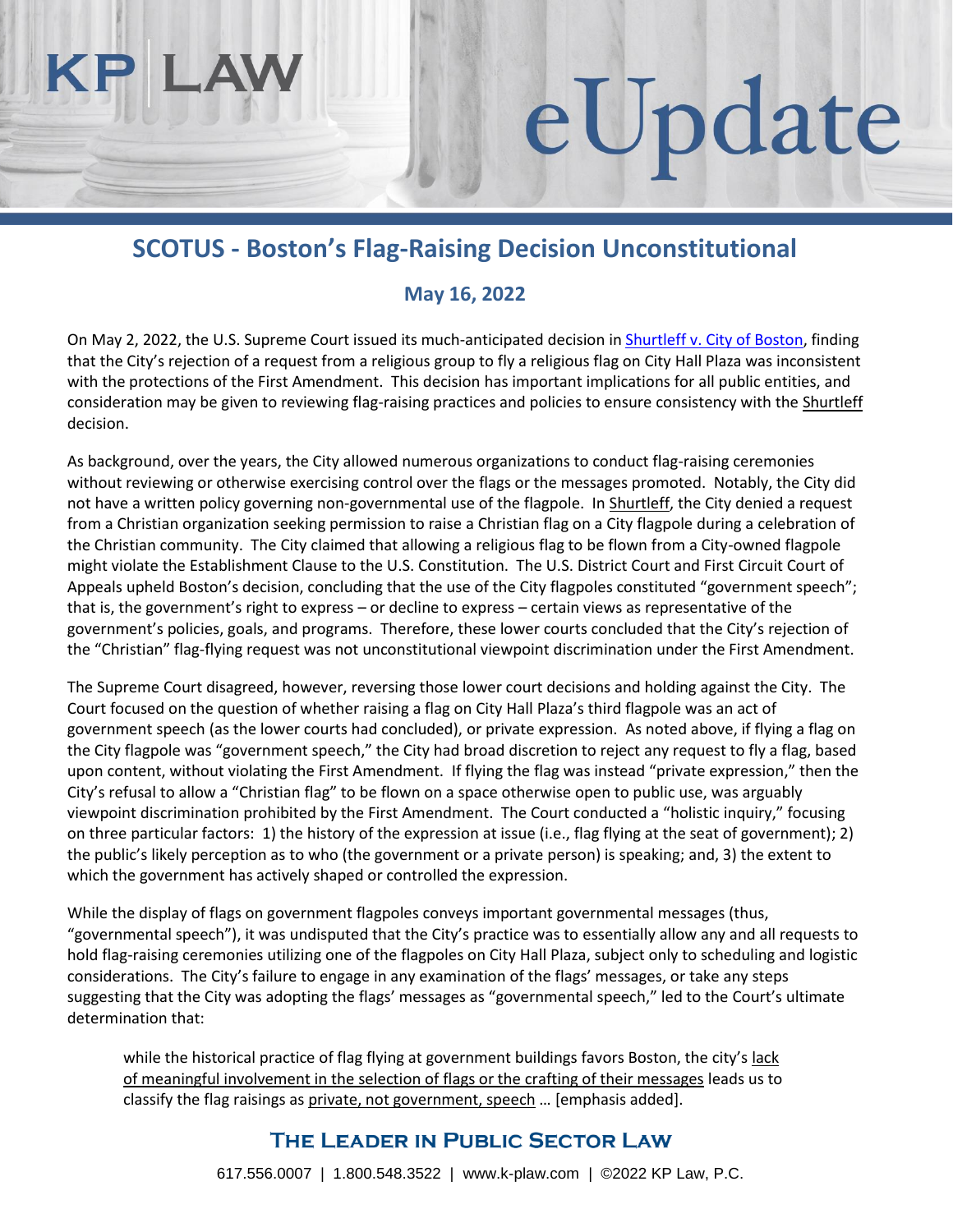# SCOTUS - Boston's Flag-Raising Decision Unconstitutional

### May 16, 2022

On May 2, 2022, the U.S. Supreme Court issued its much-anticipated decision in Shurtleff v. City of Boston, finding that the City's rejection of a request from a religious group to fly a religious flag on City Hall Plaza was inconsistent with the protections of the First Amendment. This decision has important implications for all public entities, and consideration may be given to reviewing flag-raising practices and policies to ensure consistency with the Shurtleff decision.

As background, over the years, the City allowed numerous organizations to conduct flag-raising ceremonies without reviewing or otherwise exercising control over the flags or the messages promoted. Notably, the City did not have a written policy governing non-governmental use of the flagpole. In Shurtleff, the City denied a request from a Christian organization seeking permission to raise a Christian flag on a City flagpole during a celebration of the Christian community. The City claimed that allowing a religious flag to be flown from a City-owned flagpole might violate the Establishment Clause to the U.S. Constitution. The U.S. District Court and First Circuit Court of Appeals upheld Boston's decision, concluding that the use of the City flagpoles constituted "government speech"; that is, the government's right to express – or decline to express – certain views as representative of the government's policies, goals, and programs. Therefore, these lower courts concluded that the City's rejection of the "Christian" flag-flying request was not unconstitutional viewpoint discrimination under the First Amendment.

The Supreme Court disagreed, however, reversing those lower court decisions and holding against the City. The Court focused on the question of whether raising a flag on City Hall Plaza's third flagpole was an act of government speech (as the lower courts had concluded), or private expression. As noted above, if flying a flag on the City flagpole was "government speech," the City had broad discretion to reject any request to fly a flag, based upon content, without violating the First Amendment. If flying the flag was instead "private expression," then the City's refusal to allow a "Christian flag" to be flown on a space otherwise open to public use, was arguably viewpoint discrimination prohibited by the First Amendment. The Court conducted a "holistic inquiry," focusing on three particular factors: 1) the history of the expression at issue (i.e., flag flying at the seat of government); 2) the public's likely perception as to who (the government or a private person) is speaking; and, 3) the extent to which the government has actively shaped or controlled the expression.

While the display of flags on government flagpoles conveys important governmental messages (thus, "governmental speech"), it was undisputed that the City's practice was to essentially allow any and all requests to hold flag-raising ceremonies utilizing one of the flagpoles on City Hall Plaza, subject only to scheduling and logistic considerations. The City's failure to engage in any examination of the flags' messages, or take any steps suggesting that the City was adopting the flags' messages as "governmental speech," led to the Court's ultimate determination that:

> while the historical practice of flag flying at government buildings favors Boston, the city's <u>lack of meaningful involvement in the selection of flags or the crafting of their messages</u> leads us to classify the flag raisings as <u>private, not government, speech</u> … [emphasis added].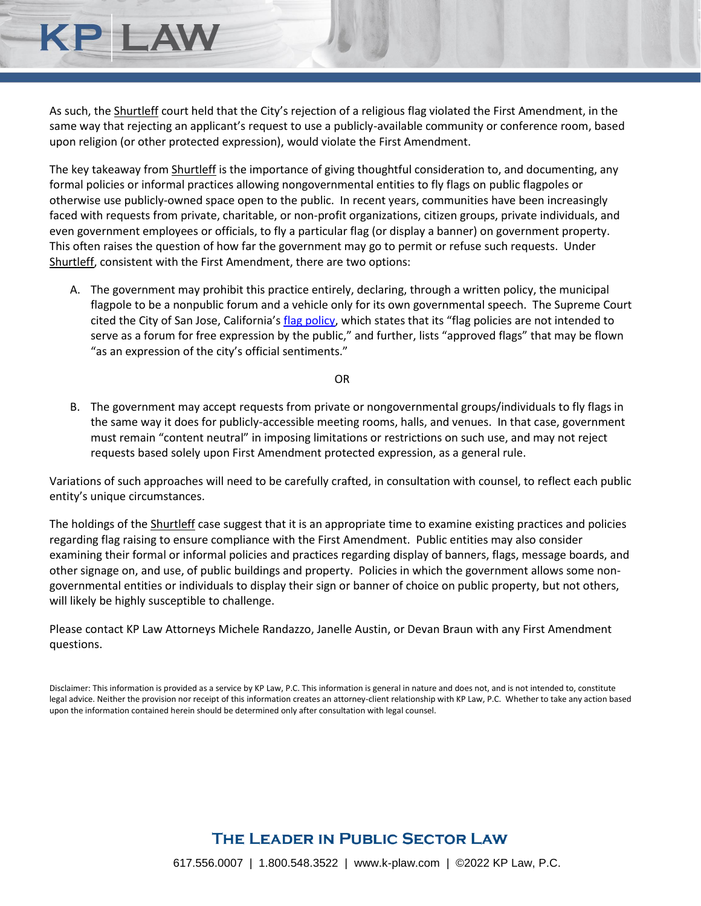As such, the Shurtleff court held that the City's rejection of a religious flag violated the First Amendment, in the same way that rejecting an applicant's request to use a publicly-available community or conference room, based upon religion (or other protected expression), would violate the First Amendment.

The key takeaway from Shurtleff is the importance of giving thoughtful consideration to, and documenting, any formal policies or informal practices allowing nongovernmental entities to fly flags on public flagpoles or otherwise use publicly-owned space open to the public. In recent years, communities have been increasingly faced with requests from private, charitable, or non-profit organizations, citizen groups, private individuals, and even government employees or officials, to fly a particular flag (or display a banner) on government property. This often raises the question of how far the government may go to permit or refuse such requests. Under Shurtleff, consistent with the First Amendment, there are two options:

A. The government may prohibit this practice entirely, declaring, through a written policy, the municipal flagpole to be a nonpublic forum and a vehicle only for its own governmental speech. The Supreme Court cited the City of San Jose, California's flag policy, which states that its "flag policies are not intended to serve as a forum for free expression by the public," and further, lists "approved flags" that may be flown "as an expression of the city's official sentiments."

OR

B. The government may accept requests from private or nongovernmental groups/individuals to fly flags in the same way it does for publicly-accessible meeting rooms, halls, and venues. In that case, government must remain "content neutral" in imposing limitations or restrictions on such use, and may not reject requests based solely upon First Amendment protected expression, as a general rule.

Variations of such approaches will need to be carefully crafted, in consultation with counsel, to reflect each public entity's unique circumstances.

The holdings of the Shurtleff case suggest that it is an appropriate time to examine existing practices and policies regarding flag raising to ensure compliance with the First Amendment. Public entities may also consider examining their formal or informal policies and practices regarding display of banners, flags, message boards, and other signage on, and use, of public buildings and property. Policies in which the government allows some non-governmental entities or individuals to display their sign or banner of choice on public property, but not others, will likely be highly susceptible to challenge.

Please contact KP Law Attorneys Michele Randazzo, Janelle Austin, or Devan Braun with any First Amendment questions.

Disclaimer: This information is provided as a service by KP Law, P.C. This information is general in nature and does not, and is not intended to, constitute legal advice. Neither the provision nor receipt of this information creates an attorney-client relationship with KP Law, P.C. Whether to take any action based upon the information contained herein should be determined only after consultation with legal counsel.